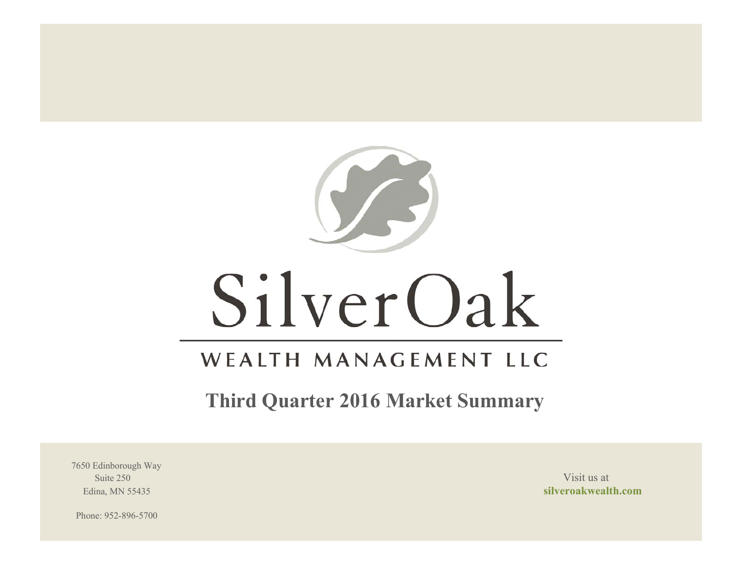# SilverOak

## WEALTH MANAGEMENT LLC

## Third Quarter 2016 Market Summary

7650 Edinborough Way
Suite 250
Edina, MN 55435

Phone: 952-896-5700

Visit us at
**silveroakwealth.com**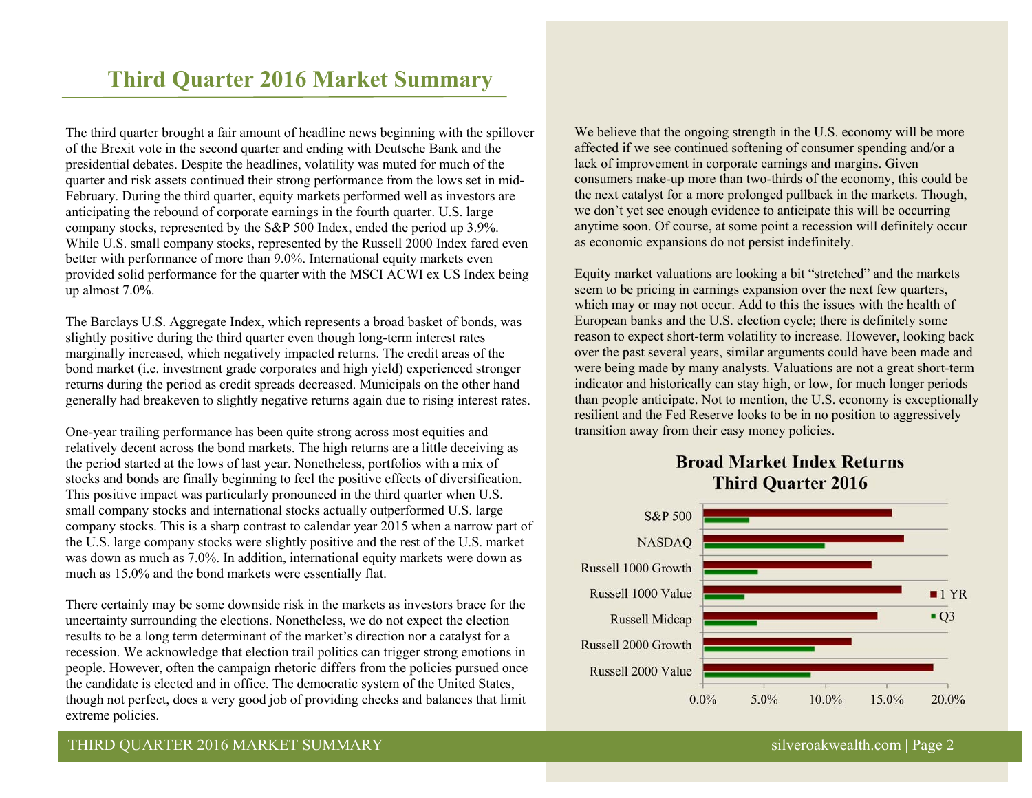# Third Quarter 2016 Market Summary

The third quarter brought a fair amount of headline news beginning with the spillover of the Brexit vote in the second quarter and ending with Deutsche Bank and the presidential debates. Despite the headlines, volatility was muted for much of the quarter and risk assets continued their strong performance from the lows set in mid-February. During the third quarter, equity markets performed well as investors are anticipating the rebound of corporate earnings in the fourth quarter. U.S. large company stocks, represented by the S&P 500 Index, ended the period up 3.9%. While U.S. small company stocks, represented by the Russell 2000 Index fared even better with performance of more than 9.0%. International equity markets even provided solid performance for the quarter with the MSCI ACWI ex US Index being up almost 7.0%.

The Barclays U.S. Aggregate Index, which represents a broad basket of bonds, was slightly positive during the third quarter even though long-term interest rates marginally increased, which negatively impacted returns. The credit areas of the bond market (i.e. investment grade corporates and high yield) experienced stronger returns during the period as credit spreads decreased. Municipals on the other hand generally had breakeven to slightly negative returns again due to rising interest rates.

One-year trailing performance has been quite strong across most equities and relatively decent across the bond markets. The high returns are a little deceiving as the period started at the lows of last year. Nonetheless, portfolios with a mix of stocks and bonds are finally beginning to feel the positive effects of diversification. This positive impact was particularly pronounced in the third quarter when U.S. small company stocks and international stocks actually outperformed U.S. large company stocks. This is a sharp contrast to calendar year 2015 when a narrow part of the U.S. large company stocks were slightly positive and the rest of the U.S. market was down as much as 7.0%. In addition, international equity markets were down as much as 15.0% and the bond markets were essentially flat.

There certainly may be some downside risk in the markets as investors brace for the uncertainty surrounding the elections. Nonetheless, we do not expect the election results to be a long term determinant of the market's direction nor a catalyst for a recession. We acknowledge that election trail politics can trigger strong emotions in people. However, often the campaign rhetoric differs from the policies pursued once the candidate is elected and in office. The democratic system of the United States, though not perfect, does a very good job of providing checks and balances that limit extreme policies.

We believe that the ongoing strength in the U.S. economy will be more affected if we see continued softening of consumer spending and/or a lack of improvement in corporate earnings and margins. Given consumers make-up more than two-thirds of the economy, this could be the next catalyst for a more prolonged pullback in the markets. Though, we don't yet see enough evidence to anticipate this will be occurring anytime soon. Of course, at some point a recession will definitely occur as economic expansions do not persist indefinitely.

Equity market valuations are looking a bit "stretched" and the markets seem to be pricing in earnings expansion over the next few quarters, which may or may not occur. Add to this the issues with the health of European banks and the U.S. election cycle; there is definitely some reason to expect short-term volatility to increase. However, looking back over the past several years, similar arguments could have been made and were being made by many analysts. Valuations are not a great short-term indicator and historically can stay high, or low, for much longer periods than people anticipate. Not to mention, the U.S. economy is exceptionally resilient and the Fed Reserve looks to be in no position to aggressively transition away from their easy money policies.

**Broad Market Index Returns**
**Third Quarter 2016**

| Index | 1 YR | Q3 |
|---|---|---|
| S&P 500 | ~15.4% | ~3.9% |
| NASDAQ | ~16.4% | ~10.0% |
| Russell 1000 Growth | ~13.8% | ~4.6% |
| Russell 1000 Value | ~16.2% | ~3.5% |
| Russell Midcap | ~14.2% | ~4.5% |
| Russell 2000 Growth | ~12.1% | ~9.2% |
| Russell 2000 Value | ~18.8% | ~8.9% |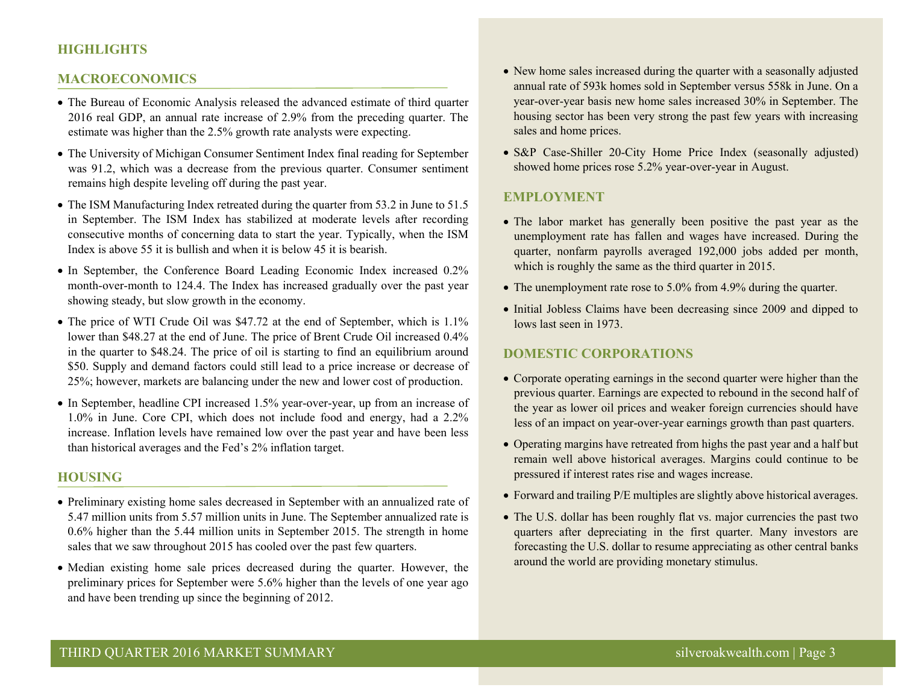## HIGHLIGHTS

### MACROECONOMICS

- The Bureau of Economic Analysis released the advanced estimate of third quarter 2016 real GDP, an annual rate increase of 2.9% from the preceding quarter. The estimate was higher than the 2.5% growth rate analysts were expecting.
- The University of Michigan Consumer Sentiment Index final reading for September was 91.2, which was a decrease from the previous quarter. Consumer sentiment remains high despite leveling off during the past year.
- The ISM Manufacturing Index retreated during the quarter from 53.2 in June to 51.5 in September. The ISM Index has stabilized at moderate levels after recording consecutive months of concerning data to start the year. Typically, when the ISM Index is above 55 it is bullish and when it is below 45 it is bearish.
- In September, the Conference Board Leading Economic Index increased 0.2% month-over-month to 124.4. The Index has increased gradually over the past year showing steady, but slow growth in the economy.
- The price of WTI Crude Oil was $47.72 at the end of September, which is 1.1% lower than $48.27 at the end of June. The price of Brent Crude Oil increased 0.4% in the quarter to $48.24. The price of oil is starting to find an equilibrium around $50. Supply and demand factors could still lead to a price increase or decrease of 25%; however, markets are balancing under the new and lower cost of production.
- In September, headline CPI increased 1.5% year-over-year, up from an increase of 1.0% in June. Core CPI, which does not include food and energy, had a 2.2% increase. Inflation levels have remained low over the past year and have been less than historical averages and the Fed's 2% inflation target.

### HOUSING

- Preliminary existing home sales decreased in September with an annualized rate of 5.47 million units from 5.57 million units in June. The September annualized rate is 0.6% higher than the 5.44 million units in September 2015. The strength in home sales that we saw throughout 2015 has cooled over the past few quarters.
- Median existing home sale prices decreased during the quarter. However, the preliminary prices for September were 5.6% higher than the levels of one year ago and have been trending up since the beginning of 2012.
- New home sales increased during the quarter with a seasonally adjusted annual rate of 593k homes sold in September versus 558k in June. On a year-over-year basis new home sales increased 30% in September. The housing sector has been very strong the past few years with increasing sales and home prices.
- S&P Case-Shiller 20-City Home Price Index (seasonally adjusted) showed home prices rose 5.2% year-over-year in August.

### EMPLOYMENT

- The labor market has generally been positive the past year as the unemployment rate has fallen and wages have increased. During the quarter, nonfarm payrolls averaged 192,000 jobs added per month, which is roughly the same as the third quarter in 2015.
- The unemployment rate rose to 5.0% from 4.9% during the quarter.
- Initial Jobless Claims have been decreasing since 2009 and dipped to lows last seen in 1973.

### DOMESTIC CORPORATIONS

- Corporate operating earnings in the second quarter were higher than the previous quarter. Earnings are expected to rebound in the second half of the year as lower oil prices and weaker foreign currencies should have less of an impact on year-over-year earnings growth than past quarters.
- Operating margins have retreated from highs the past year and a half but remain well above historical averages. Margins could continue to be pressured if interest rates rise and wages increase.
- Forward and trailing P/E multiples are slightly above historical averages.
- The U.S. dollar has been roughly flat vs. major currencies the past two quarters after depreciating in the first quarter. Many investors are forecasting the U.S. dollar to resume appreciating as other central banks around the world are providing monetary stimulus.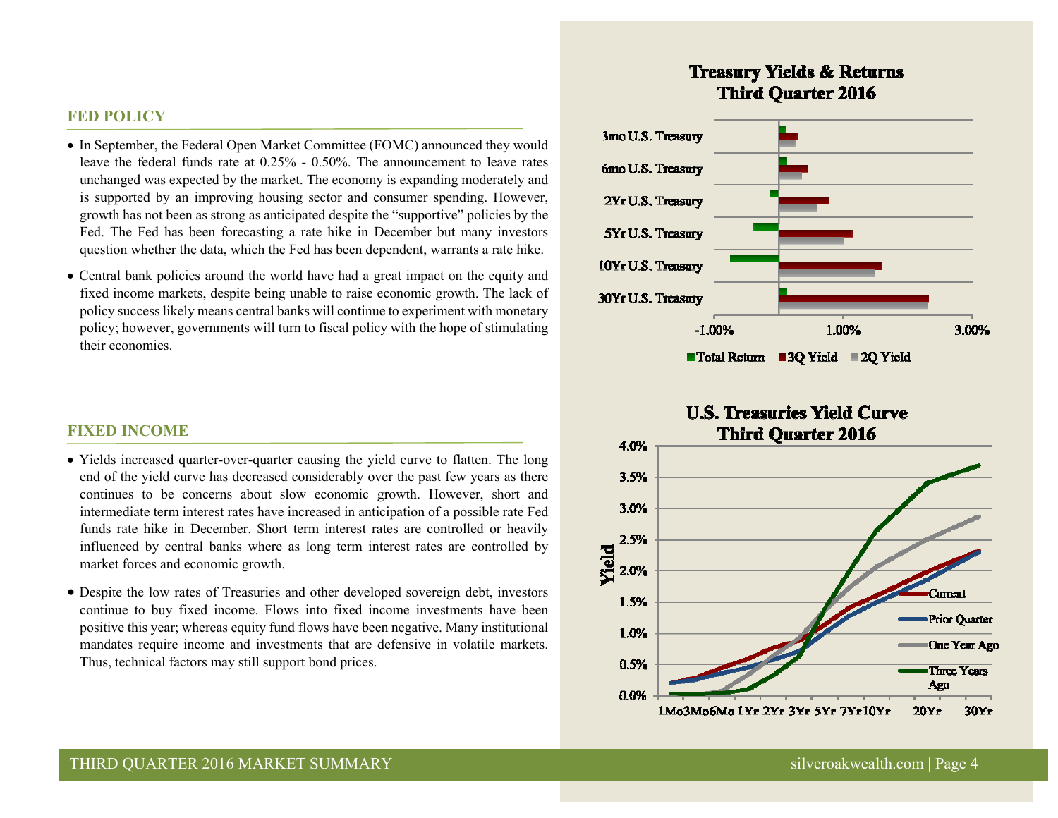## FED POLICY

- In September, the Federal Open Market Committee (FOMC) announced they would leave the federal funds rate at 0.25% - 0.50%. The announcement to leave rates unchanged was expected by the market. The economy is expanding moderately and is supported by an improving housing sector and consumer spending. However, growth has not been as strong as anticipated despite the "supportive" policies by the Fed. The Fed has been forecasting a rate hike in December but many investors question whether the data, which the Fed has been dependent, warrants a rate hike.
- Central bank policies around the world have had a great impact on the equity and fixed income markets, despite being unable to raise economic growth. The lack of policy success likely means central banks will continue to experiment with monetary policy; however, governments will turn to fiscal policy with the hope of stimulating their economies.

## FIXED INCOME

- Yields increased quarter-over-quarter causing the yield curve to flatten. The long end of the yield curve has decreased considerably over the past few years as there continues to be concerns about slow economic growth. However, short and intermediate term interest rates have increased in anticipation of a possible rate Fed funds rate hike in December. Short term interest rates are controlled or heavily influenced by central banks where as long term interest rates are controlled by market forces and economic growth.
- Despite the low rates of Treasuries and other developed sovereign debt, investors continue to buy fixed income. Flows into fixed income investments have been positive this year; whereas equity fund flows have been negative. Many institutional mandates require income and investments that are defensive in volatile markets. Thus, technical factors may still support bond prices.

**Treasury Yields & Returns Third Quarter 2016**

**U.S. Treasuries Yield Curve Third Quarter 2016**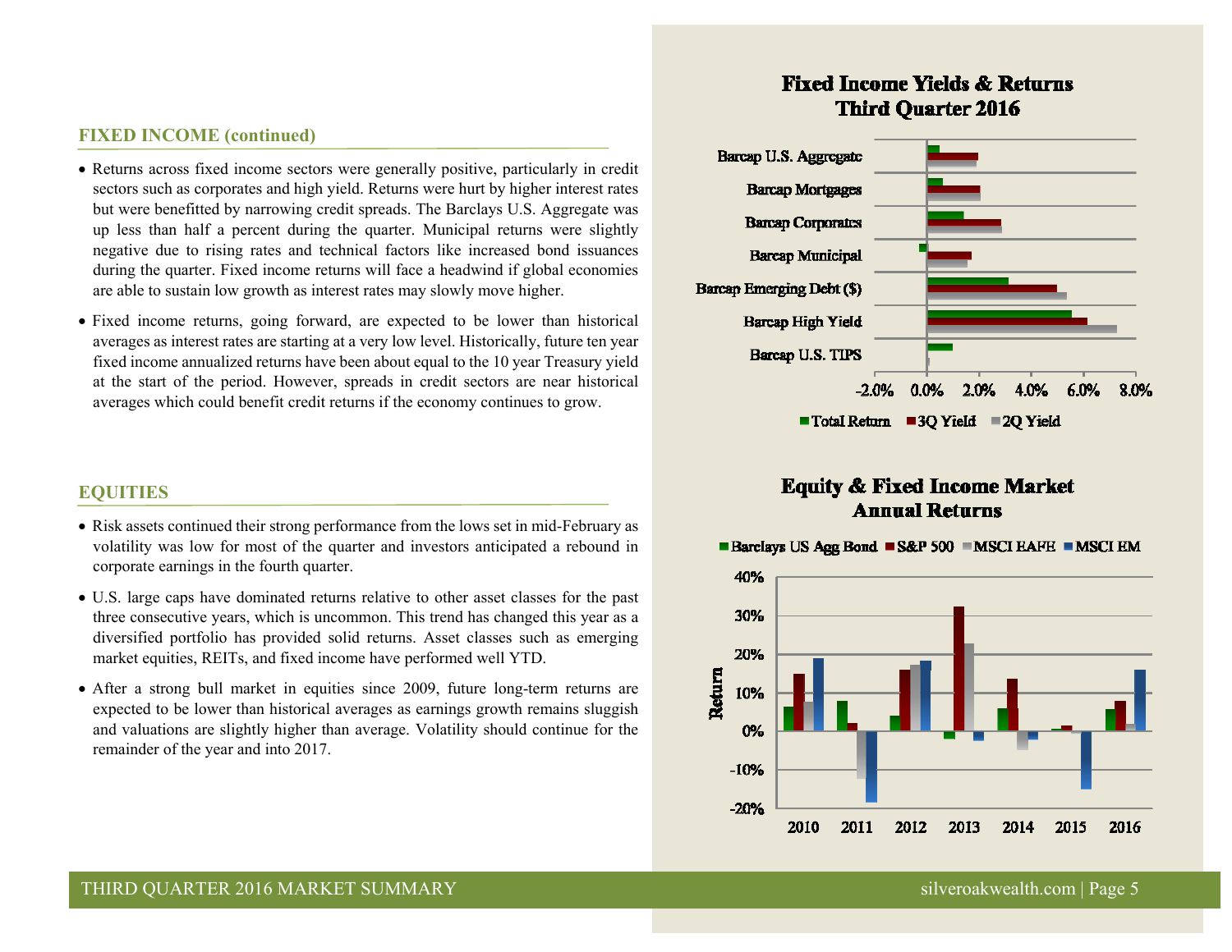## FIXED INCOME (continued)

- Returns across fixed income sectors were generally positive, particularly in credit sectors such as corporates and high yield. Returns were hurt by higher interest rates but were benefitted by narrowing credit spreads. The Barclays U.S. Aggregate was up less than half a percent during the quarter. Municipal returns were slightly negative due to rising rates and technical factors like increased bond issuances during the quarter. Fixed income returns will face a headwind if global economies are able to sustain low growth as interest rates may slowly move higher.
- Fixed income returns, going forward, are expected to be lower than historical averages as interest rates are starting at a very low level. Historically, future ten year fixed income annualized returns have been about equal to the 10 year Treasury yield at the start of the period. However, spreads in credit sectors are near historical averages which could benefit credit returns if the economy continues to grow.

## EQUITIES

- Risk assets continued their strong performance from the lows set in mid-February as volatility was low for most of the quarter and investors anticipated a rebound in corporate earnings in the fourth quarter.
- U.S. large caps have dominated returns relative to other asset classes for the past three consecutive years, which is uncommon. This trend has changed this year as a diversified portfolio has provided solid returns. Asset classes such as emerging market equities, REITs, and fixed income have performed well YTD.
- After a strong bull market in equities since 2009, future long-term returns are expected to be lower than historical averages as earnings growth remains sluggish and valuations are slightly higher than average. Volatility should continue for the remainder of the year and into 2017.

**Fixed Income Yields & Returns**
**Third Quarter 2016**

Barcap U.S. Aggregate; Barcap Mortgages; Barcap Corporates; Barcap Municipal; Barcap Emerging Debt ($); Barcap High Yield; Barcap U.S. TIPS

-2.0% 0.0% 2.0% 4.0% 6.0% 8.0%

Total Return | 3Q Yield | 2Q Yield

**Equity & Fixed Income Market**
**Annual Returns**

Barclays US Agg Bond | S&P 500 | MSCI EAFE | MSCI EM

Return: 40% 30% 20% 10% 0% -10% -20%

2010 2011 2012 2013 2014 2015 2016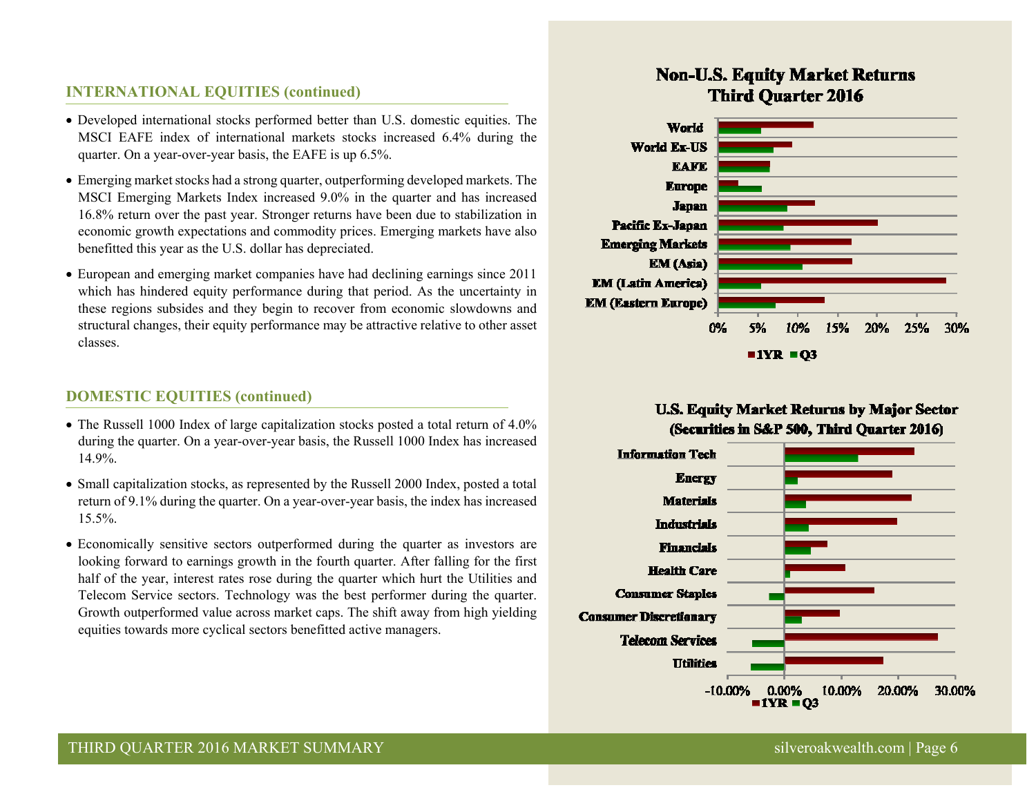## INTERNATIONAL EQUITIES (continued)

- Developed international stocks performed better than U.S. domestic equities. The MSCI EAFE index of international markets stocks increased 6.4% during the quarter. On a year-over-year basis, the EAFE is up 6.5%.
- Emerging market stocks had a strong quarter, outperforming developed markets. The MSCI Emerging Markets Index increased 9.0% in the quarter and has increased 16.8% return over the past year. Stronger returns have been due to stabilization in economic growth expectations and commodity prices. Emerging markets have also benefitted this year as the U.S. dollar has depreciated.
- European and emerging market companies have had declining earnings since 2011 which has hindered equity performance during that period. As the uncertainty in these regions subsides and they begin to recover from economic slowdowns and structural changes, their equity performance may be attractive relative to other asset classes.

## DOMESTIC EQUITIES (continued)

- The Russell 1000 Index of large capitalization stocks posted a total return of 4.0% during the quarter. On a year-over-year basis, the Russell 1000 Index has increased 14.9%.
- Small capitalization stocks, as represented by the Russell 2000 Index, posted a total return of 9.1% during the quarter. On a year-over-year basis, the index has increased 15.5%.
- Economically sensitive sectors outperformed during the quarter as investors are looking forward to earnings growth in the fourth quarter. After falling for the first half of the year, interest rates rose during the quarter which hurt the Utilities and Telecom Service sectors. Technology was the best performer during the quarter. Growth outperformed value across market caps. The shift away from high yielding equities towards more cyclical sectors benefitted active managers.

**Non-U.S. Equity Market Returns Third Quarter 2016**

World, World Ex-US, EAFE, Europe, Japan, Pacific Ex-Japan, Emerging Markets, EM (Asia), EM (Latin America), EM (Eastern Europe)

0% 5% 10% 15% 20% 25% 30%

1YR Q3

**U.S. Equity Market Returns by Major Sector (Securities in S&P 500, Third Quarter 2016)**

Information Tech, Energy, Materials, Industrials, Financials, Health Care, Consumer Staples, Consumer Discretionary, Telecom Services, Utilities

-10.00% 0.00% 10.00% 20.00% 30.00%

1YR Q3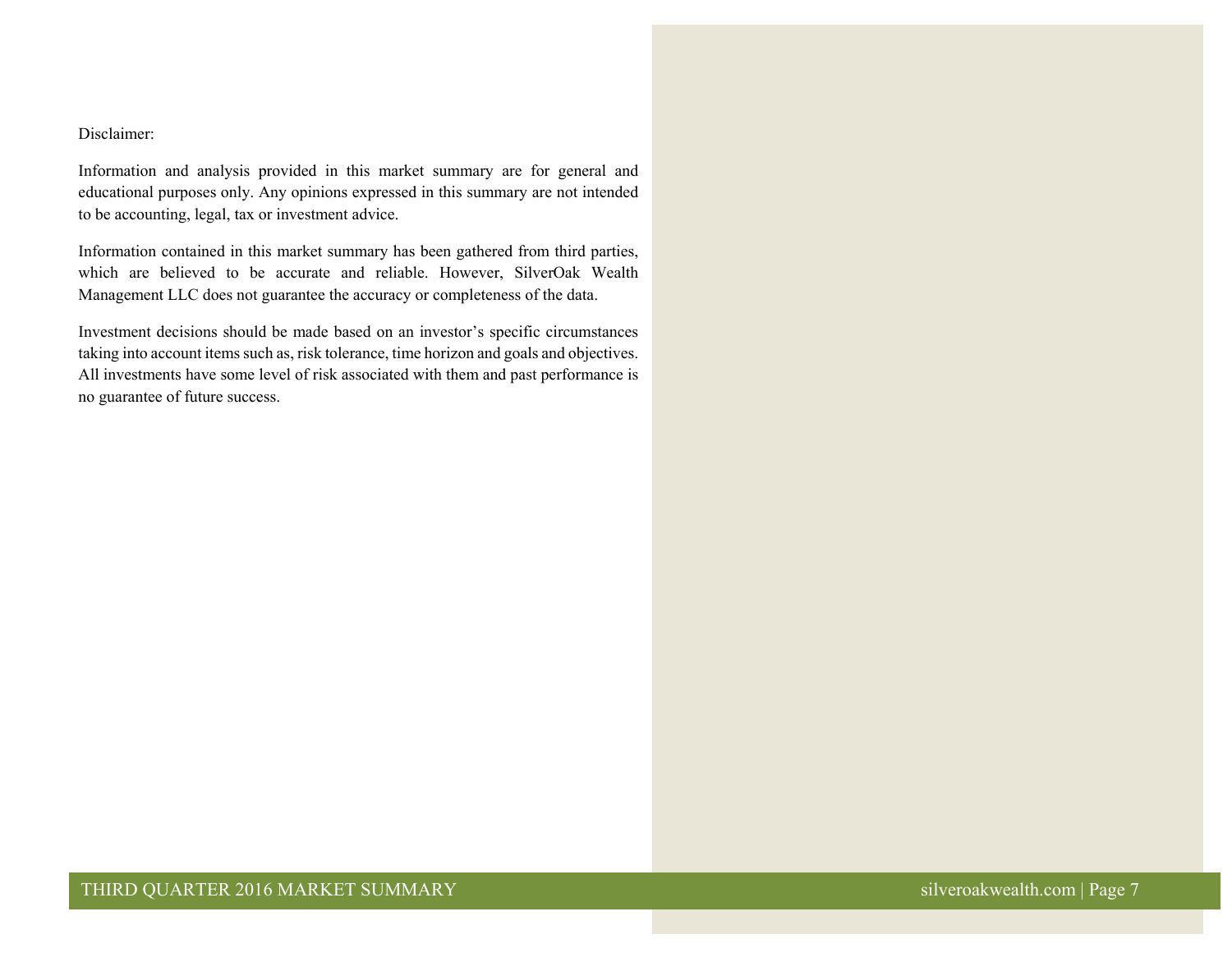Disclaimer:

Information and analysis provided in this market summary are for general and educational purposes only. Any opinions expressed in this summary are not intended to be accounting, legal, tax or investment advice.

Information contained in this market summary has been gathered from third parties, which are believed to be accurate and reliable. However, SilverOak Wealth Management LLC does not guarantee the accuracy or completeness of the data.

Investment decisions should be made based on an investor's specific circumstances taking into account items such as, risk tolerance, time horizon and goals and objectives. All investments have some level of risk associated with them and past performance is no guarantee of future success.